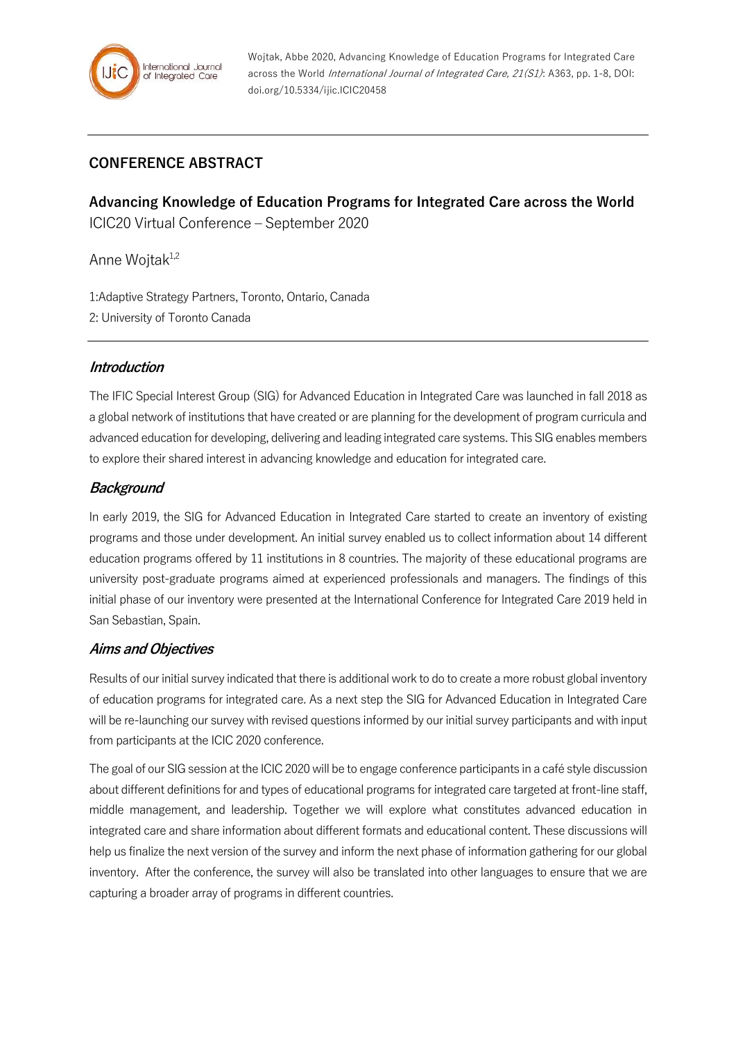## CONFERENCE ABSTRACT

# Advancing Knowledge of Education Programs for Integrated Care across the World

ICIC20 Virtual Conference – September 2020

Anne Wojtak[1,2]

1:Adaptive Strategy Partners, Toronto, Ontario, Canada

2: University of Toronto Canada

### *Introduction*

The IFIC Special Interest Group (SIG) for Advanced Education in Integrated Care was launched in fall 2018 as a global network of institutions that have created or are planning for the development of program curricula and advanced education for developing, delivering and leading integrated care systems. This SIG enables members to explore their shared interest in advancing knowledge and education for integrated care.

### *Background*

In early 2019, the SIG for Advanced Education in Integrated Care started to create an inventory of existing programs and those under development. An initial survey enabled us to collect information about 14 different education programs offered by 11 institutions in 8 countries. The majority of these educational programs are university post-graduate programs aimed at experienced professionals and managers. The findings of this initial phase of our inventory were presented at the International Conference for Integrated Care 2019 held in San Sebastian, Spain.

### *Aims and Objectives*

Results of our initial survey indicated that there is additional work to do to create a more robust global inventory of education programs for integrated care. As a next step the SIG for Advanced Education in Integrated Care will be re-launching our survey with revised questions informed by our initial survey participants and with input from participants at the ICIC 2020 conference.

The goal of our SIG session at the ICIC 2020 will be to engage conference participants in a café style discussion about different definitions for and types of educational programs for integrated care targeted at front-line staff, middle management, and leadership. Together we will explore what constitutes advanced education in integrated care and share information about different formats and educational content. These discussions will help us finalize the next version of the survey and inform the next phase of information gathering for our global inventory. After the conference, the survey will also be translated into other languages to ensure that we are capturing a broader array of programs in different countries.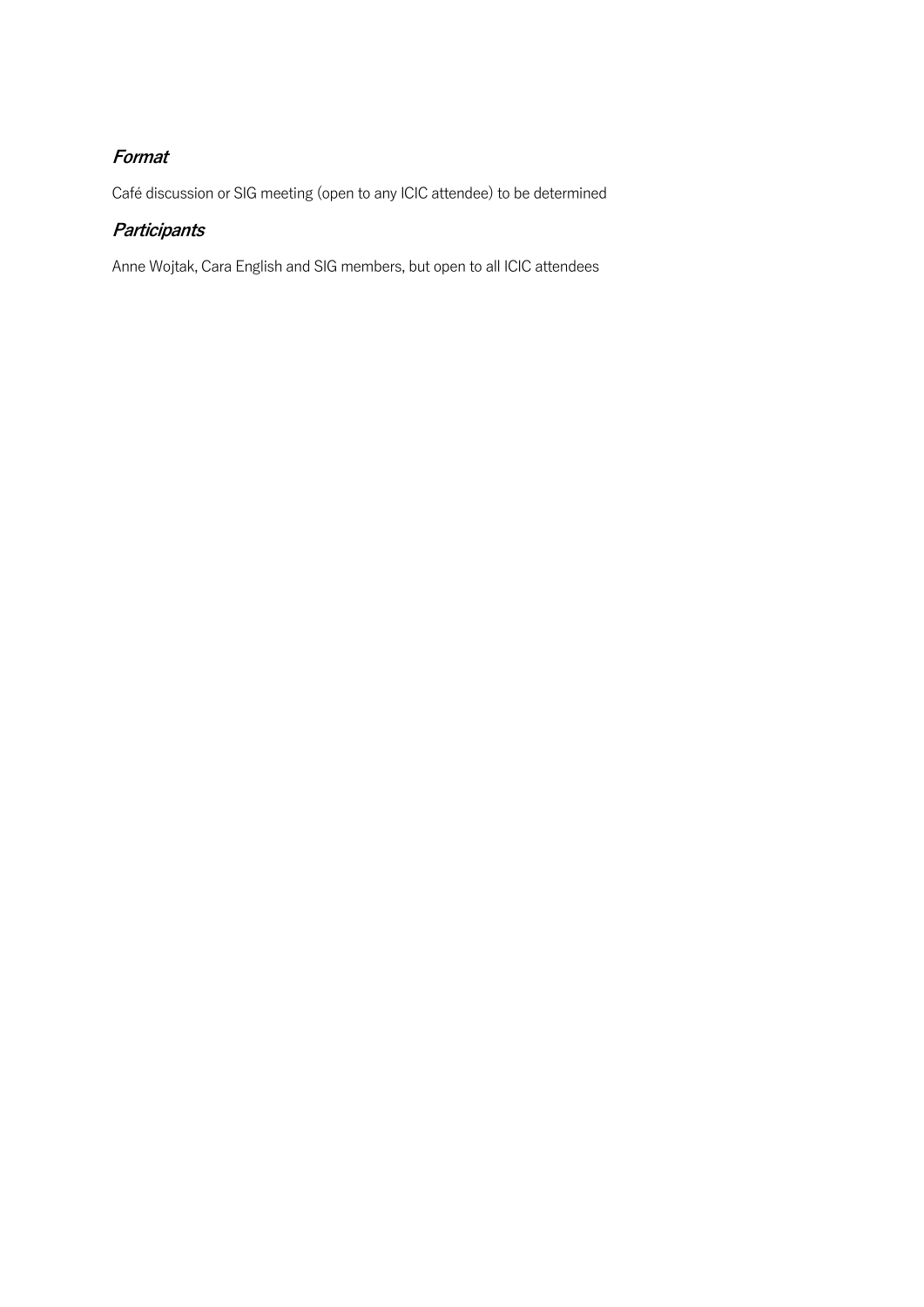### *Format*

Café discussion or SIG meeting (open to any ICIC attendee) to be determined

### *Participants*

Anne Wojtak, Cara English and SIG members, but open to all ICIC attendees